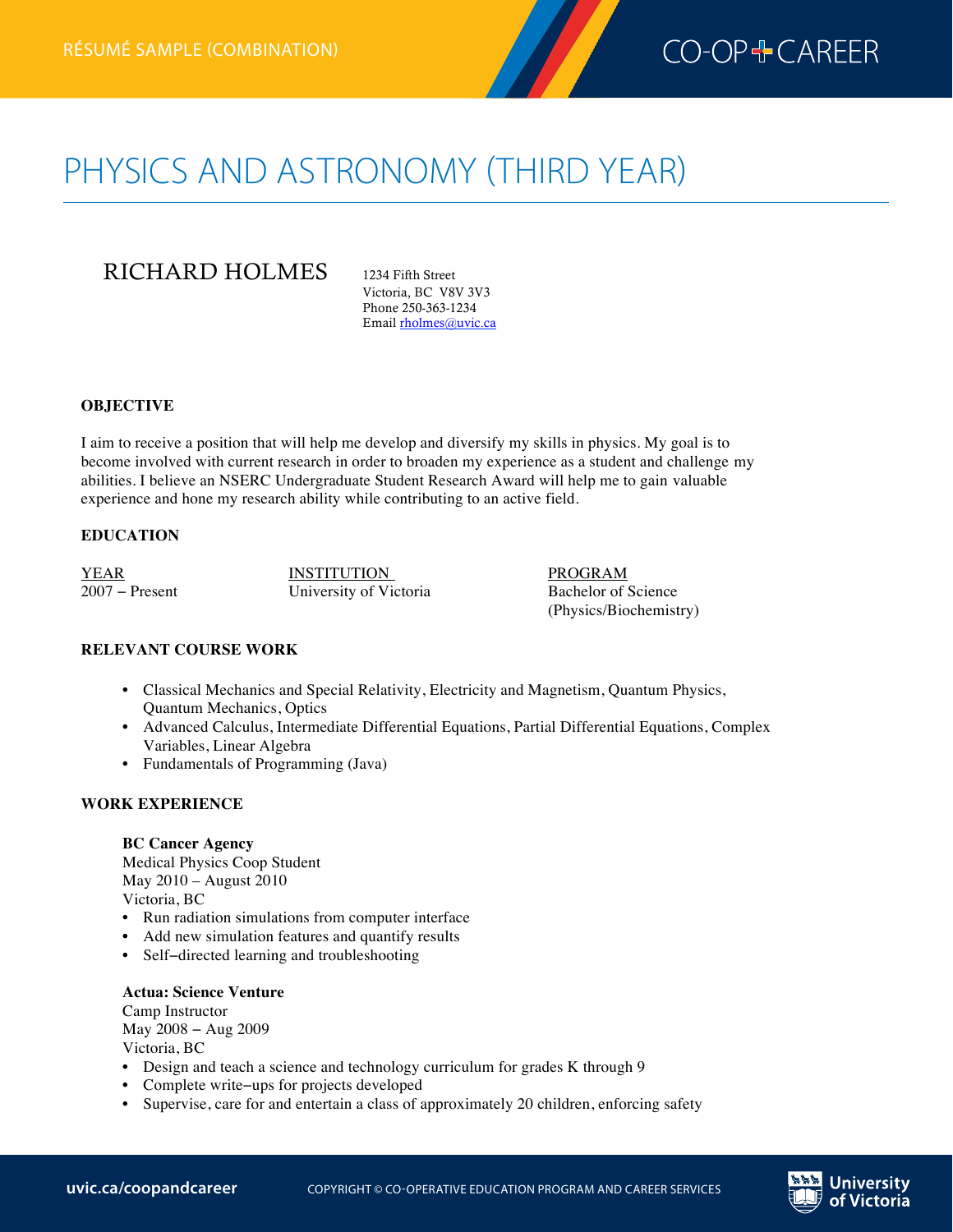RÉSUMÉ SAMPLE (COMBINATION)

# PHYSICS AND ASTRONOMY (THIRD YEAR)

## RICHARD HOLMES

1234 Fifth Street
Victoria, BC V8V 3V3
Phone 250-363-1234
Email rholmes@uvic.ca

### OBJECTIVE

I aim to receive a position that will help me develop and diversify my skills in physics. My goal is to become involved with current research in order to broaden my experience as a student and challenge my abilities. I believe an NSERC Undergraduate Student Research Award will help me to gain valuable experience and hone my research ability while contributing to an active field.

### EDUCATION

| YEAR | INSTITUTION | PROGRAM |
|---|---|---|
| 2007 – Present | University of Victoria | Bachelor of Science (Physics/Biochemistry) |

### RELEVANT COURSE WORK

- Classical Mechanics and Special Relativity, Electricity and Magnetism, Quantum Physics, Quantum Mechanics, Optics
- Advanced Calculus, Intermediate Differential Equations, Partial Differential Equations, Complex Variables, Linear Algebra
- Fundamentals of Programming (Java)

### WORK EXPERIENCE

**BC Cancer Agency**
Medical Physics Coop Student
May 2010 – August 2010
Victoria, BC

- Run radiation simulations from computer interface
- Add new simulation features and quantify results
- Self–directed learning and troubleshooting

**Actua: Science Venture**
Camp Instructor
May 2008 – Aug 2009
Victoria, BC

- Design and teach a science and technology curriculum for grades K through 9
- Complete write–ups for projects developed
- Supervise, care for and entertain a class of approximately 20 children, enforcing safety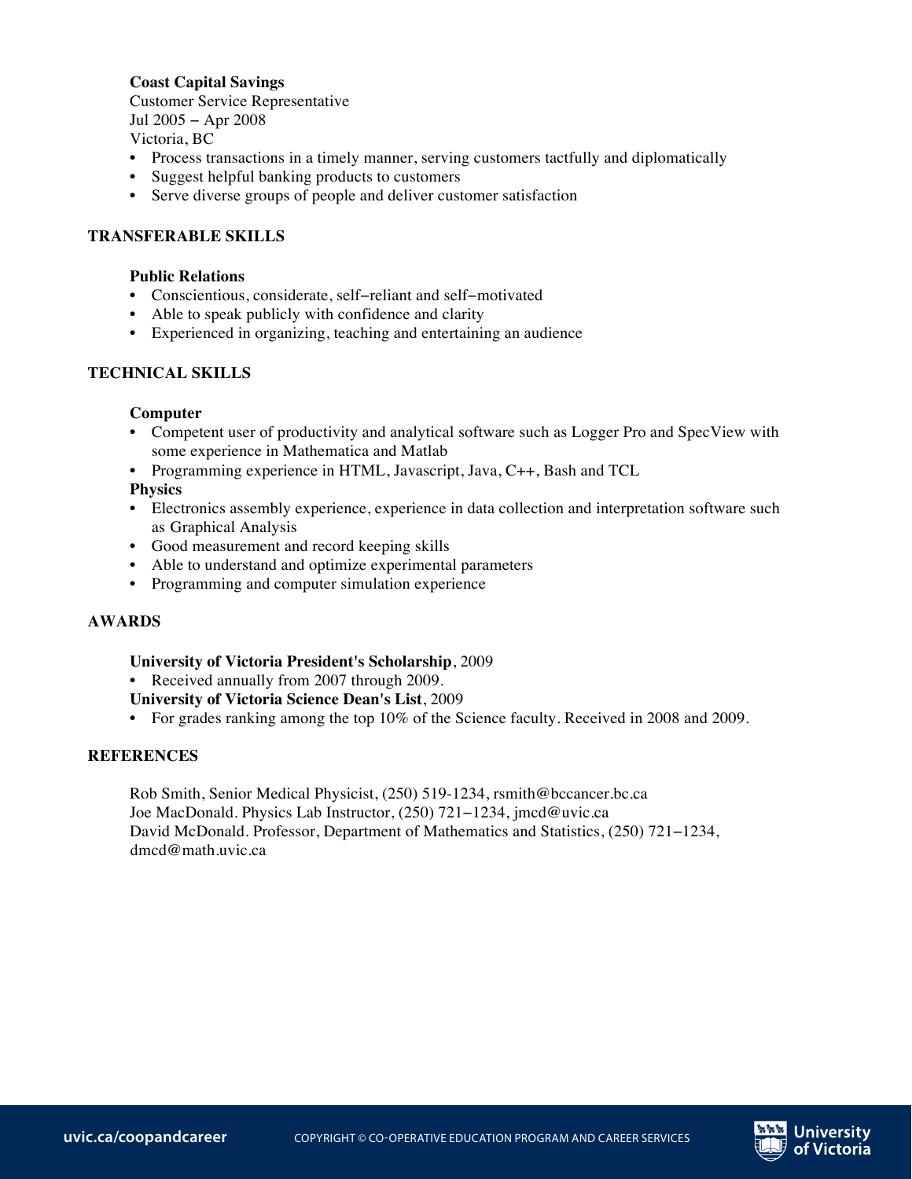**Coast Capital Savings**
Customer Service Representative
Jul 2005 – Apr 2008
Victoria, BC

- Process transactions in a timely manner, serving customers tactfully and diplomatically
- Suggest helpful banking products to customers
- Serve diverse groups of people and deliver customer satisfaction

## TRANSFERABLE SKILLS

**Public Relations**

- Conscientious, considerate, self–reliant and self–motivated
- Able to speak publicly with confidence and clarity
- Experienced in organizing, teaching and entertaining an audience

## TECHNICAL SKILLS

**Computer**

- Competent user of productivity and analytical software such as Logger Pro and SpecView with some experience in Mathematica and Matlab
- Programming experience in HTML, Javascript, Java, C++, Bash and TCL

**Physics**

- Electronics assembly experience, experience in data collection and interpretation software such as Graphical Analysis
- Good measurement and record keeping skills
- Able to understand and optimize experimental parameters
- Programming and computer simulation experience

## AWARDS

**University of Victoria President's Scholarship**, 2009

- Received annually from 2007 through 2009.

**University of Victoria Science Dean's List**, 2009

- For grades ranking among the top 10% of the Science faculty. Received in 2008 and 2009.

## REFERENCES

Rob Smith, Senior Medical Physicist, (250) 519-1234, rsmith@bccancer.bc.ca
Joe MacDonald. Physics Lab Instructor, (250) 721–1234, jmcd@uvic.ca
David McDonald. Professor, Department of Mathematics and Statistics, (250) 721–1234, dmcd@math.uvic.ca